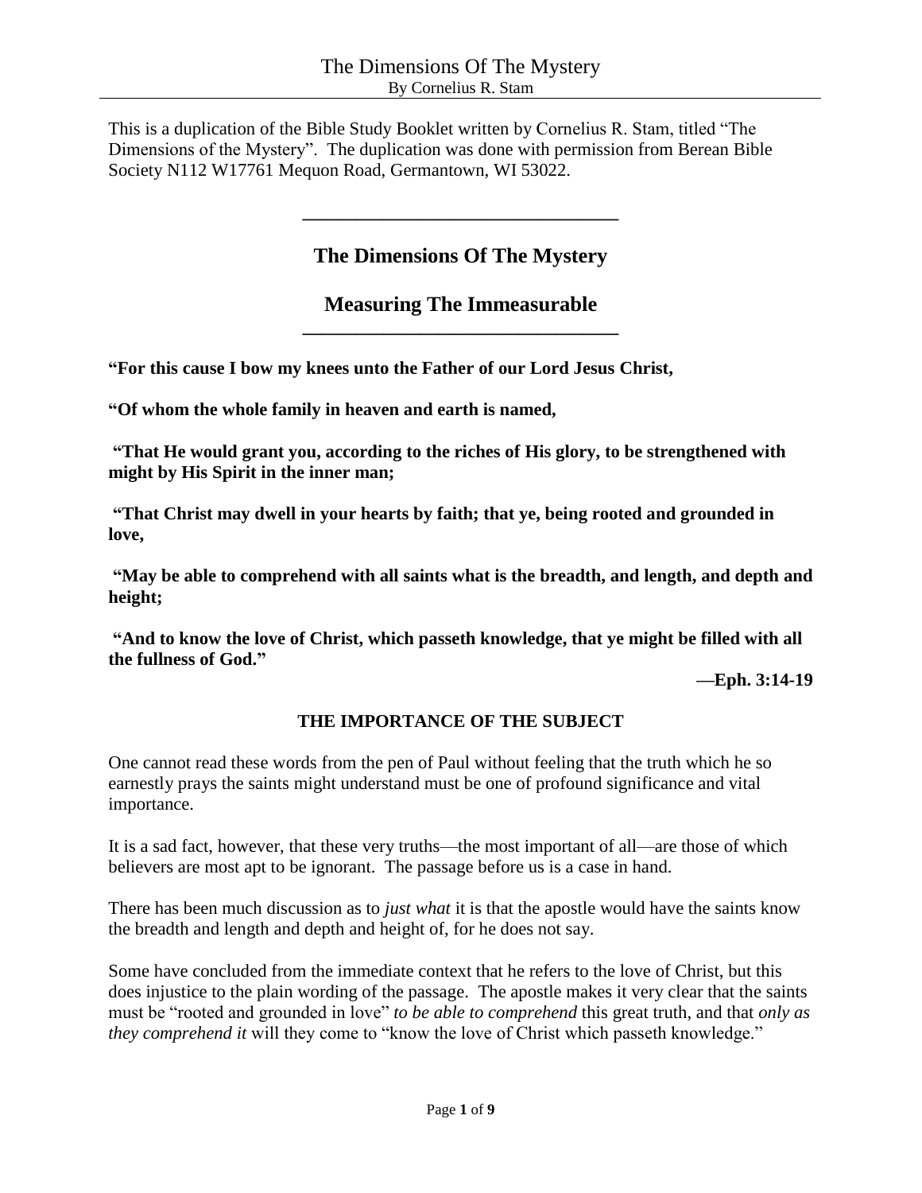This is a duplication of the Bible Study Booklet written by Cornelius R. Stam, titled "The Dimensions of the Mystery". The duplication was done with permission from Berean Bible Society N112 W17761 Mequon Road, Germantown, WI 53022.

---

# The Dimensions Of The Mystery

## Measuring The Immeasurable

---

**"For this cause I bow my knees unto the Father of our Lord Jesus Christ,**

**"Of whom the whole family in heaven and earth is named,**

**"That He would grant you, according to the riches of His glory, to be strengthened with might by His Spirit in the inner man;**

**"That Christ may dwell in your hearts by faith; that ye, being rooted and grounded in love,**

**"May be able to comprehend with all saints what is the breadth, and length, and depth and height;**

**"And to know the love of Christ, which passeth knowledge, that ye might be filled with all the fullness of God."**

**—Eph. 3:14-19**

### THE IMPORTANCE OF THE SUBJECT

One cannot read these words from the pen of Paul without feeling that the truth which he so earnestly prays the saints might understand must be one of profound significance and vital importance.

It is a sad fact, however, that these very truths—the most important of all—are those of which believers are most apt to be ignorant. The passage before us is a case in hand.

There has been much discussion as to *just what* it is that the apostle would have the saints know the breadth and length and depth and height of, for he does not say.

Some have concluded from the immediate context that he refers to the love of Christ, but this does injustice to the plain wording of the passage. The apostle makes it very clear that the saints must be "rooted and grounded in love" *to be able to comprehend* this great truth, and that *only as they comprehend it* will they come to "know the love of Christ which passeth knowledge."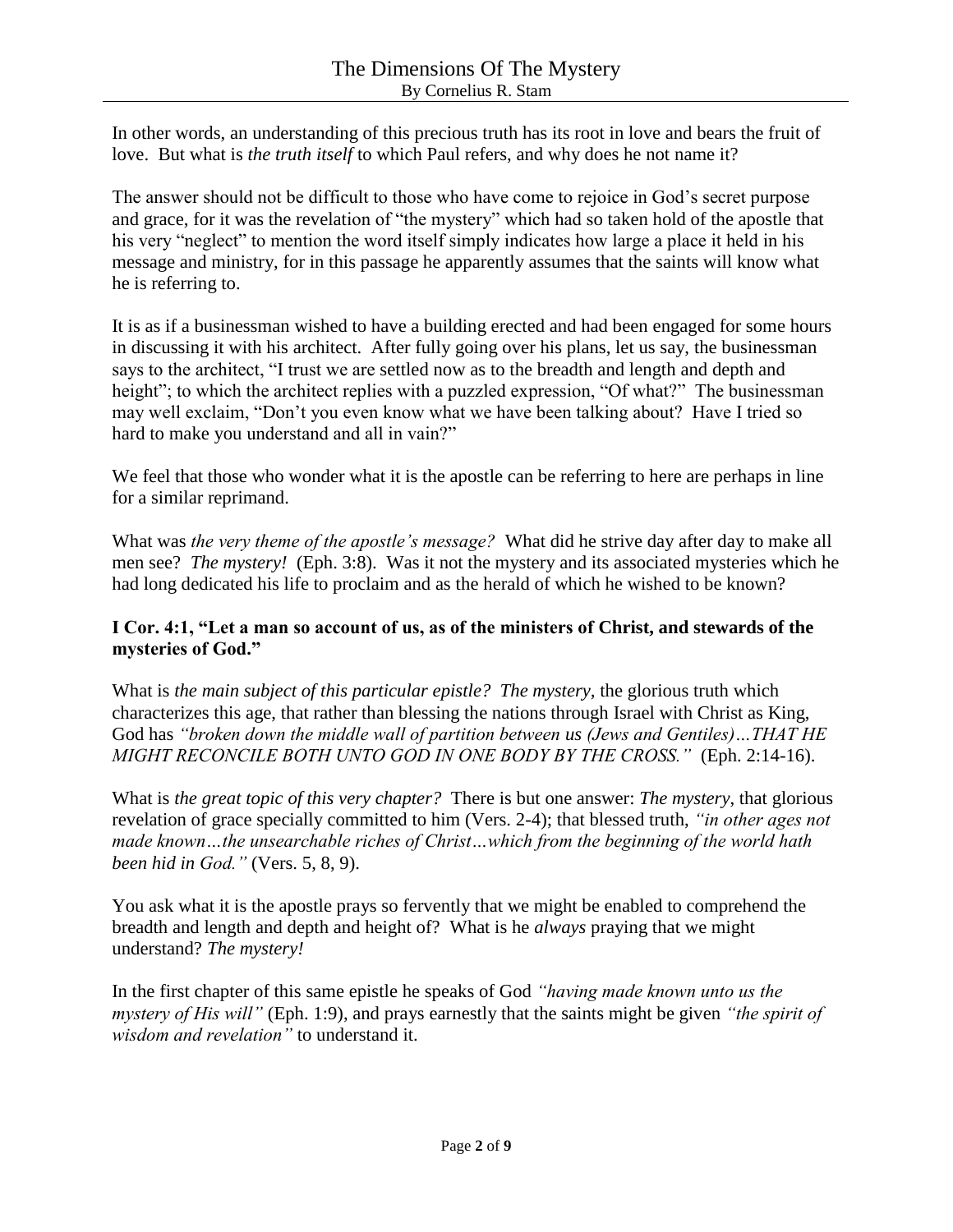In other words, an understanding of this precious truth has its root in love and bears the fruit of love. But what is *the truth itself* to which Paul refers, and why does he not name it?

The answer should not be difficult to those who have come to rejoice in God's secret purpose and grace, for it was the revelation of "the mystery" which had so taken hold of the apostle that his very "neglect" to mention the word itself simply indicates how large a place it held in his message and ministry, for in this passage he apparently assumes that the saints will know what he is referring to.

It is as if a businessman wished to have a building erected and had been engaged for some hours in discussing it with his architect. After fully going over his plans, let us say, the businessman says to the architect, "I trust we are settled now as to the breadth and length and depth and height"; to which the architect replies with a puzzled expression, "Of what?" The businessman may well exclaim, "Don't you even know what we have been talking about? Have I tried so hard to make you understand and all in vain?"

We feel that those who wonder what it is the apostle can be referring to here are perhaps in line for a similar reprimand.

What was *the very theme of the apostle's message?* What did he strive day after day to make all men see? *The mystery!* (Eph. 3:8). Was it not the mystery and its associated mysteries which he had long dedicated his life to proclaim and as the herald of which he wished to be known?

**I Cor. 4:1, "Let a man so account of us, as of the ministers of Christ, and stewards of the mysteries of God."**

What is *the main subject of this particular epistle? The mystery*, the glorious truth which characterizes this age, that rather than blessing the nations through Israel with Christ as King, God has *"broken down the middle wall of partition between us (Jews and Gentiles)…THAT HE MIGHT RECONCILE BOTH UNTO GOD IN ONE BODY BY THE CROSS."* (Eph. 2:14-16).

What is *the great topic of this very chapter?* There is but one answer: *The mystery*, that glorious revelation of grace specially committed to him (Vers. 2-4); that blessed truth, *"in other ages not made known…the unsearchable riches of Christ…which from the beginning of the world hath been hid in God."* (Vers. 5, 8, 9).

You ask what it is the apostle prays so fervently that we might be enabled to comprehend the breadth and length and depth and height of? What is he *always* praying that we might understand? *The mystery!*

In the first chapter of this same epistle he speaks of God *"having made known unto us the mystery of His will"* (Eph. 1:9), and prays earnestly that the saints might be given *"the spirit of wisdom and revelation"* to understand it.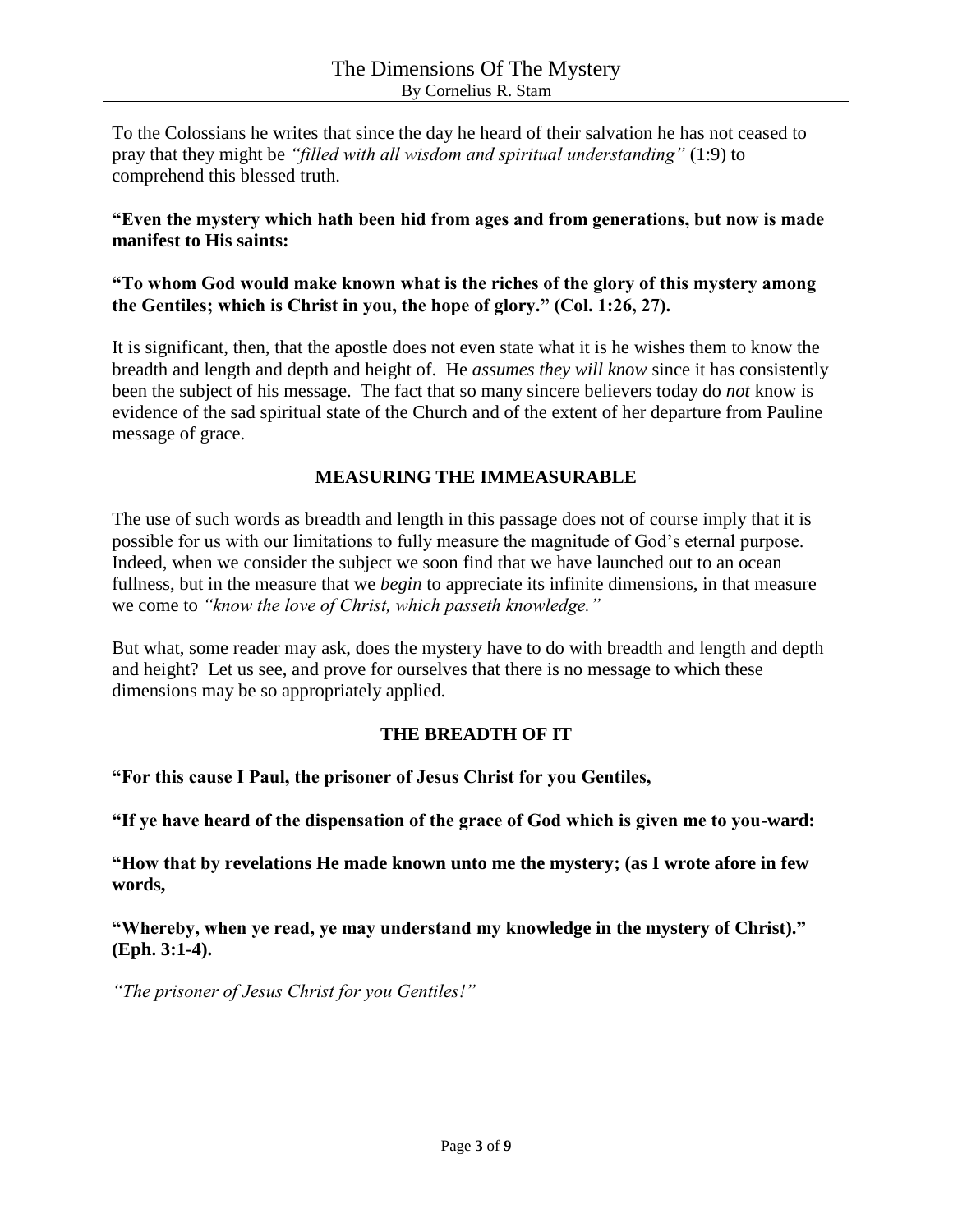To the Colossians he writes that since the day he heard of their salvation he has not ceased to pray that they might be *"filled with all wisdom and spiritual understanding"* (1:9) to comprehend this blessed truth.

**"Even the mystery which hath been hid from ages and from generations, but now is made manifest to His saints:**

**"To whom God would make known what is the riches of the glory of this mystery among the Gentiles; which is Christ in you, the hope of glory." (Col. 1:26, 27).**

It is significant, then, that the apostle does not even state what it is he wishes them to know the breadth and length and depth and height of. He *assumes they will know* since it has consistently been the subject of his message. The fact that so many sincere believers today do *not* know is evidence of the sad spiritual state of the Church and of the extent of her departure from Pauline message of grace.

## MEASURING THE IMMEASURABLE

The use of such words as breadth and length in this passage does not of course imply that it is possible for us with our limitations to fully measure the magnitude of God's eternal purpose. Indeed, when we consider the subject we soon find that we have launched out to an ocean fullness, but in the measure that we *begin* to appreciate its infinite dimensions, in that measure we come to *"know the love of Christ, which passeth knowledge."*

But what, some reader may ask, does the mystery have to do with breadth and length and depth and height? Let us see, and prove for ourselves that there is no message to which these dimensions may be so appropriately applied.

## THE BREADTH OF IT

**"For this cause I Paul, the prisoner of Jesus Christ for you Gentiles,**

**"If ye have heard of the dispensation of the grace of God which is given me to you-ward:**

**"How that by revelations He made known unto me the mystery; (as I wrote afore in few words,**

**"Whereby, when ye read, ye may understand my knowledge in the mystery of Christ)." (Eph. 3:1-4).**

*"The prisoner of Jesus Christ for you Gentiles!"*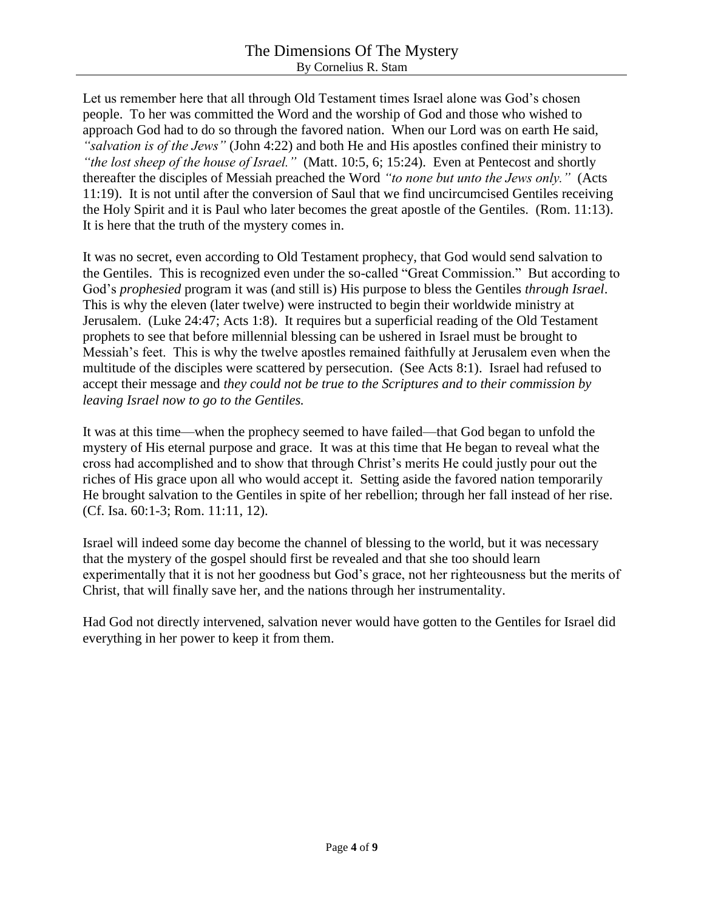Let us remember here that all through Old Testament times Israel alone was God's chosen people. To her was committed the Word and the worship of God and those who wished to approach God had to do so through the favored nation. When our Lord was on earth He said, *"salvation is of the Jews"* (John 4:22) and both He and His apostles confined their ministry to *"the lost sheep of the house of Israel."* (Matt. 10:5, 6; 15:24). Even at Pentecost and shortly thereafter the disciples of Messiah preached the Word *"to none but unto the Jews only."* (Acts 11:19). It is not until after the conversion of Saul that we find uncircumcised Gentiles receiving the Holy Spirit and it is Paul who later becomes the great apostle of the Gentiles. (Rom. 11:13). It is here that the truth of the mystery comes in.

It was no secret, even according to Old Testament prophecy, that God would send salvation to the Gentiles. This is recognized even under the so-called "Great Commission." But according to God's *prophesied* program it was (and still is) His purpose to bless the Gentiles *through Israel*. This is why the eleven (later twelve) were instructed to begin their worldwide ministry at Jerusalem. (Luke 24:47; Acts 1:8). It requires but a superficial reading of the Old Testament prophets to see that before millennial blessing can be ushered in Israel must be brought to Messiah's feet. This is why the twelve apostles remained faithfully at Jerusalem even when the multitude of the disciples were scattered by persecution. (See Acts 8:1). Israel had refused to accept their message and *they could not be true to the Scriptures and to their commission by leaving Israel now to go to the Gentiles.*

It was at this time—when the prophecy seemed to have failed—that God began to unfold the mystery of His eternal purpose and grace. It was at this time that He began to reveal what the cross had accomplished and to show that through Christ's merits He could justly pour out the riches of His grace upon all who would accept it. Setting aside the favored nation temporarily He brought salvation to the Gentiles in spite of her rebellion; through her fall instead of her rise. (Cf. Isa. 60:1-3; Rom. 11:11, 12).

Israel will indeed some day become the channel of blessing to the world, but it was necessary that the mystery of the gospel should first be revealed and that she too should learn experimentally that it is not her goodness but God's grace, not her righteousness but the merits of Christ, that will finally save her, and the nations through her instrumentality.

Had God not directly intervened, salvation never would have gotten to the Gentiles for Israel did everything in her power to keep it from them.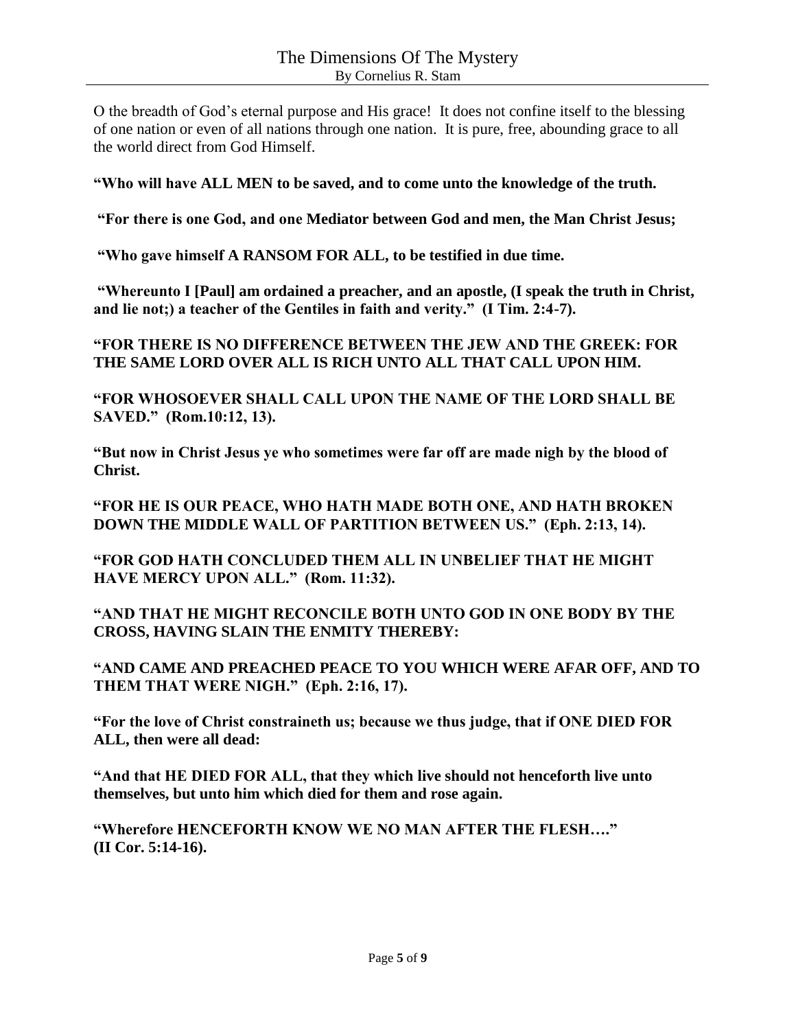O the breadth of God's eternal purpose and His grace! It does not confine itself to the blessing of one nation or even of all nations through one nation. It is pure, free, abounding grace to all the world direct from God Himself.

**"Who will have ALL MEN to be saved, and to come unto the knowledge of the truth.**

**"For there is one God, and one Mediator between God and men, the Man Christ Jesus;**

**"Who gave himself A RANSOM FOR ALL, to be testified in due time.**

**"Whereunto I [Paul] am ordained a preacher, and an apostle, (I speak the truth in Christ, and lie not;) a teacher of the Gentiles in faith and verity." (I Tim. 2:4-7).**

**"FOR THERE IS NO DIFFERENCE BETWEEN THE JEW AND THE GREEK: FOR THE SAME LORD OVER ALL IS RICH UNTO ALL THAT CALL UPON HIM.**

**"FOR WHOSOEVER SHALL CALL UPON THE NAME OF THE LORD SHALL BE SAVED." (Rom.10:12, 13).**

**"But now in Christ Jesus ye who sometimes were far off are made nigh by the blood of Christ.**

**"FOR HE IS OUR PEACE, WHO HATH MADE BOTH ONE, AND HATH BROKEN DOWN THE MIDDLE WALL OF PARTITION BETWEEN US." (Eph. 2:13, 14).**

**"FOR GOD HATH CONCLUDED THEM ALL IN UNBELIEF THAT HE MIGHT HAVE MERCY UPON ALL." (Rom. 11:32).**

**"AND THAT HE MIGHT RECONCILE BOTH UNTO GOD IN ONE BODY BY THE CROSS, HAVING SLAIN THE ENMITY THEREBY:**

**"AND CAME AND PREACHED PEACE TO YOU WHICH WERE AFAR OFF, AND TO THEM THAT WERE NIGH." (Eph. 2:16, 17).**

**"For the love of Christ constraineth us; because we thus judge, that if ONE DIED FOR ALL, then were all dead:**

**"And that HE DIED FOR ALL, that they which live should not henceforth live unto themselves, but unto him which died for them and rose again.**

**"Wherefore HENCEFORTH KNOW WE NO MAN AFTER THE FLESH…." (II Cor. 5:14-16).**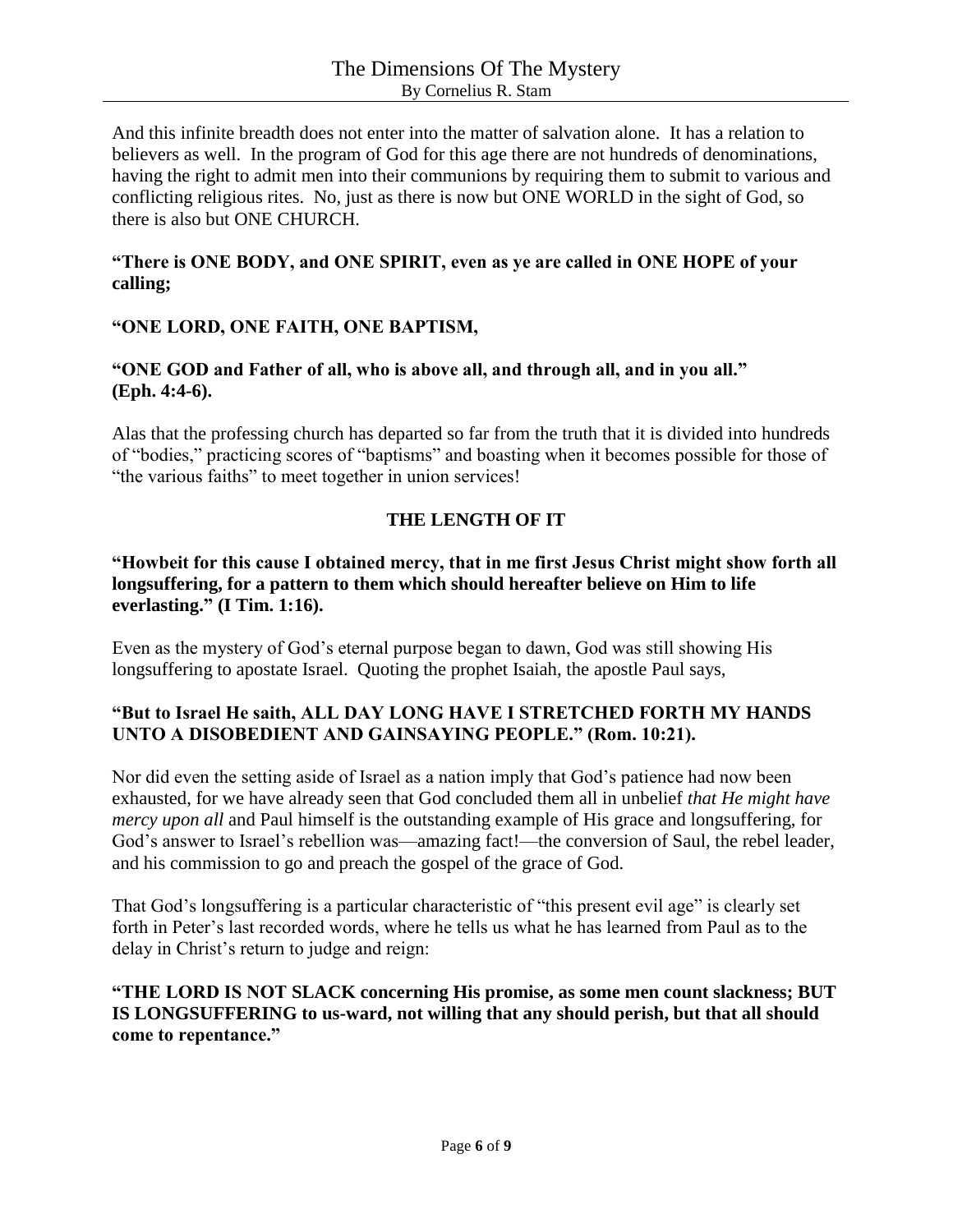And this infinite breadth does not enter into the matter of salvation alone. It has a relation to believers as well. In the program of God for this age there are not hundreds of denominations, having the right to admit men into their communions by requiring them to submit to various and conflicting religious rites. No, just as there is now but ONE WORLD in the sight of God, so there is also but ONE CHURCH.

**"There is ONE BODY, and ONE SPIRIT, even as ye are called in ONE HOPE of your calling;**

**"ONE LORD, ONE FAITH, ONE BAPTISM,**

**"ONE GOD and Father of all, who is above all, and through all, and in you all." (Eph. 4:4-6).**

Alas that the professing church has departed so far from the truth that it is divided into hundreds of "bodies," practicing scores of "baptisms" and boasting when it becomes possible for those of "the various faiths" to meet together in union services!

## THE LENGTH OF IT

**"Howbeit for this cause I obtained mercy, that in me first Jesus Christ might show forth all longsuffering, for a pattern to them which should hereafter believe on Him to life everlasting." (I Tim. 1:16).**

Even as the mystery of God's eternal purpose began to dawn, God was still showing His longsuffering to apostate Israel. Quoting the prophet Isaiah, the apostle Paul says,

**"But to Israel He saith, ALL DAY LONG HAVE I STRETCHED FORTH MY HANDS UNTO A DISOBEDIENT AND GAINSAYING PEOPLE." (Rom. 10:21).**

Nor did even the setting aside of Israel as a nation imply that God's patience had now been exhausted, for we have already seen that God concluded them all in unbelief *that He might have mercy upon all* and Paul himself is the outstanding example of His grace and longsuffering, for God's answer to Israel's rebellion was—amazing fact!—the conversion of Saul, the rebel leader, and his commission to go and preach the gospel of the grace of God.

That God's longsuffering is a particular characteristic of "this present evil age" is clearly set forth in Peter's last recorded words, where he tells us what he has learned from Paul as to the delay in Christ's return to judge and reign:

**"THE LORD IS NOT SLACK concerning His promise, as some men count slackness; BUT IS LONGSUFFERING to us-ward, not willing that any should perish, but that all should come to repentance."**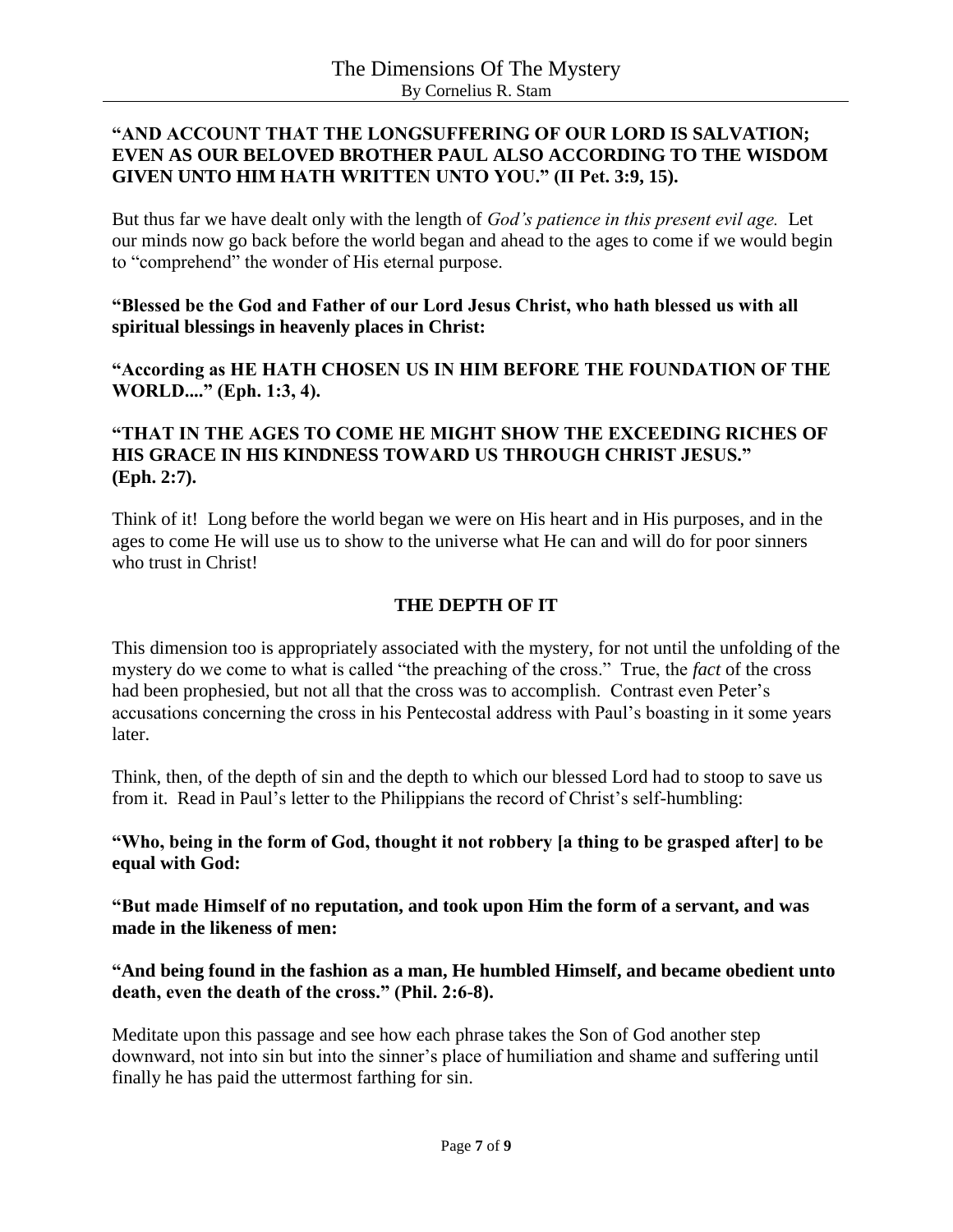**"AND ACCOUNT THAT THE LONGSUFFERING OF OUR LORD IS SALVATION; EVEN AS OUR BELOVED BROTHER PAUL ALSO ACCORDING TO THE WISDOM GIVEN UNTO HIM HATH WRITTEN UNTO YOU." (II Pet. 3:9, 15).**

But thus far we have dealt only with the length of *God's patience in this present evil age.* Let our minds now go back before the world began and ahead to the ages to come if we would begin to "comprehend" the wonder of His eternal purpose.

**"Blessed be the God and Father of our Lord Jesus Christ, who hath blessed us with all spiritual blessings in heavenly places in Christ:**

**"According as HE HATH CHOSEN US IN HIM BEFORE THE FOUNDATION OF THE WORLD...." (Eph. 1:3, 4).**

**"THAT IN THE AGES TO COME HE MIGHT SHOW THE EXCEEDING RICHES OF HIS GRACE IN HIS KINDNESS TOWARD US THROUGH CHRIST JESUS." (Eph. 2:7).**

Think of it! Long before the world began we were on His heart and in His purposes, and in the ages to come He will use us to show to the universe what He can and will do for poor sinners who trust in Christ!

## THE DEPTH OF IT

This dimension too is appropriately associated with the mystery, for not until the unfolding of the mystery do we come to what is called "the preaching of the cross." True, the *fact* of the cross had been prophesied, but not all that the cross was to accomplish. Contrast even Peter's accusations concerning the cross in his Pentecostal address with Paul's boasting in it some years later.

Think, then, of the depth of sin and the depth to which our blessed Lord had to stoop to save us from it. Read in Paul's letter to the Philippians the record of Christ's self-humbling:

**"Who, being in the form of God, thought it not robbery [a thing to be grasped after] to be equal with God:**

**"But made Himself of no reputation, and took upon Him the form of a servant, and was made in the likeness of men:**

**"And being found in the fashion as a man, He humbled Himself, and became obedient unto death, even the death of the cross." (Phil. 2:6-8).**

Meditate upon this passage and see how each phrase takes the Son of God another step downward, not into sin but into the sinner's place of humiliation and shame and suffering until finally he has paid the uttermost farthing for sin.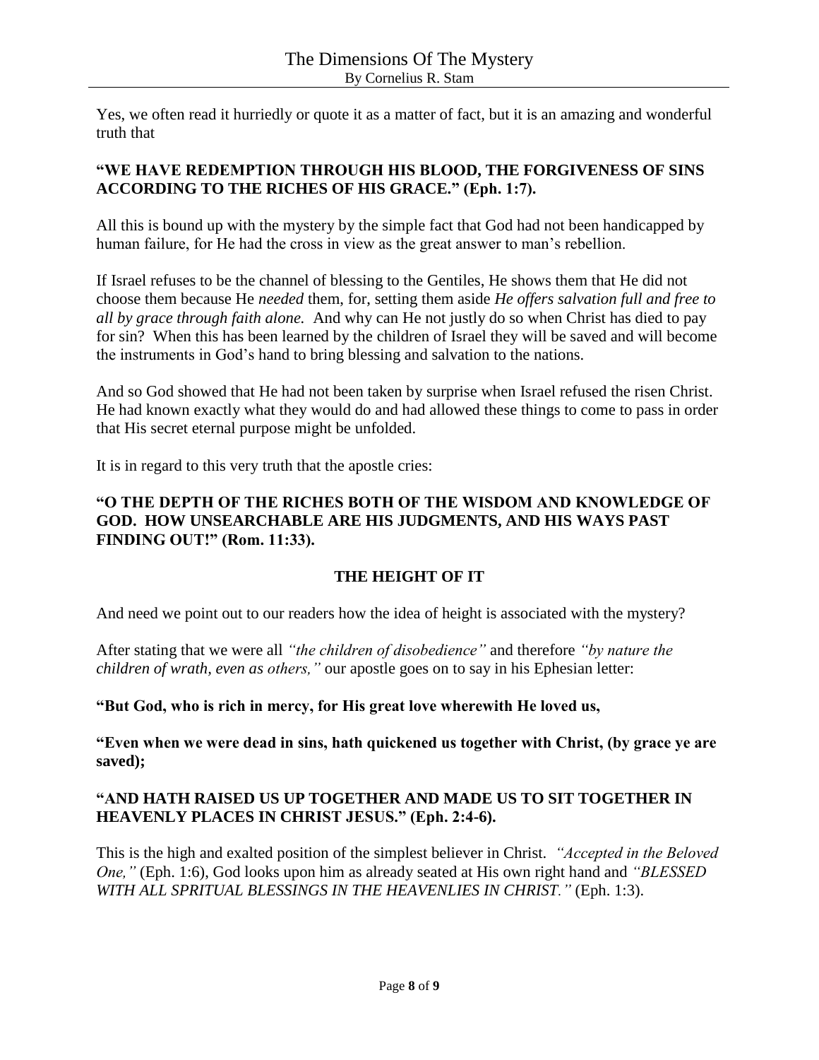Yes, we often read it hurriedly or quote it as a matter of fact, but it is an amazing and wonderful truth that

**"WE HAVE REDEMPTION THROUGH HIS BLOOD, THE FORGIVENESS OF SINS ACCORDING TO THE RICHES OF HIS GRACE." (Eph. 1:7).**

All this is bound up with the mystery by the simple fact that God had not been handicapped by human failure, for He had the cross in view as the great answer to man's rebellion.

If Israel refuses to be the channel of blessing to the Gentiles, He shows them that He did not choose them because He *needed* them, for, setting them aside *He offers salvation full and free to all by grace through faith alone.* And why can He not justly do so when Christ has died to pay for sin? When this has been learned by the children of Israel they will be saved and will become the instruments in God's hand to bring blessing and salvation to the nations.

And so God showed that He had not been taken by surprise when Israel refused the risen Christ. He had known exactly what they would do and had allowed these things to come to pass in order that His secret eternal purpose might be unfolded.

It is in regard to this very truth that the apostle cries:

**"O THE DEPTH OF THE RICHES BOTH OF THE WISDOM AND KNOWLEDGE OF GOD. HOW UNSEARCHABLE ARE HIS JUDGMENTS, AND HIS WAYS PAST FINDING OUT!" (Rom. 11:33).**

## THE HEIGHT OF IT

And need we point out to our readers how the idea of height is associated with the mystery?

After stating that we were all *"the children of disobedience"* and therefore *"by nature the children of wrath, even as others,"* our apostle goes on to say in his Ephesian letter:

**"But God, who is rich in mercy, for His great love wherewith He loved us,**

**"Even when we were dead in sins, hath quickened us together with Christ, (by grace ye are saved);**

**"AND HATH RAISED US UP TOGETHER AND MADE US TO SIT TOGETHER IN HEAVENLY PLACES IN CHRIST JESUS." (Eph. 2:4-6).**

This is the high and exalted position of the simplest believer in Christ. *"Accepted in the Beloved One,"* (Eph. 1:6), God looks upon him as already seated at His own right hand and *"BLESSED WITH ALL SPRITUAL BLESSINGS IN THE HEAVENLIES IN CHRIST."* (Eph. 1:3).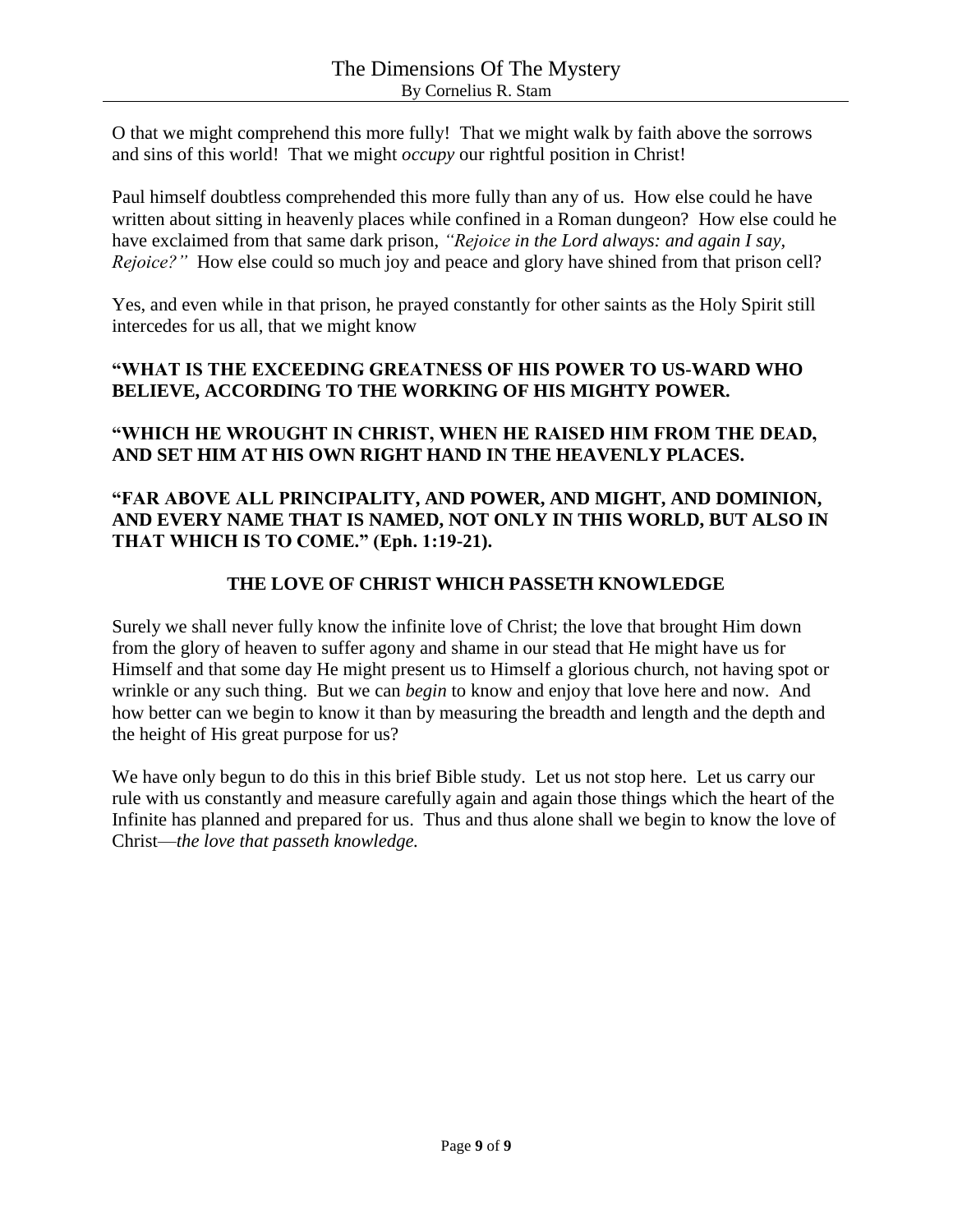O that we might comprehend this more fully! That we might walk by faith above the sorrows and sins of this world! That we might *occupy* our rightful position in Christ!

Paul himself doubtless comprehended this more fully than any of us. How else could he have written about sitting in heavenly places while confined in a Roman dungeon? How else could he have exclaimed from that same dark prison, *"Rejoice in the Lord always: and again I say, Rejoice?"* How else could so much joy and peace and glory have shined from that prison cell?

Yes, and even while in that prison, he prayed constantly for other saints as the Holy Spirit still intercedes for us all, that we might know

**"WHAT IS THE EXCEEDING GREATNESS OF HIS POWER TO US-WARD WHO BELIEVE, ACCORDING TO THE WORKING OF HIS MIGHTY POWER.**

**"WHICH HE WROUGHT IN CHRIST, WHEN HE RAISED HIM FROM THE DEAD, AND SET HIM AT HIS OWN RIGHT HAND IN THE HEAVENLY PLACES.**

**"FAR ABOVE ALL PRINCIPALITY, AND POWER, AND MIGHT, AND DOMINION, AND EVERY NAME THAT IS NAMED, NOT ONLY IN THIS WORLD, BUT ALSO IN THAT WHICH IS TO COME." (Eph. 1:19-21).**

## THE LOVE OF CHRIST WHICH PASSETH KNOWLEDGE

Surely we shall never fully know the infinite love of Christ; the love that brought Him down from the glory of heaven to suffer agony and shame in our stead that He might have us for Himself and that some day He might present us to Himself a glorious church, not having spot or wrinkle or any such thing. But we can *begin* to know and enjoy that love here and now. And how better can we begin to know it than by measuring the breadth and length and the depth and the height of His great purpose for us?

We have only begun to do this in this brief Bible study. Let us not stop here. Let us carry our rule with us constantly and measure carefully again and again those things which the heart of the Infinite has planned and prepared for us. Thus and thus alone shall we begin to know the love of Christ—*the love that passeth knowledge.*